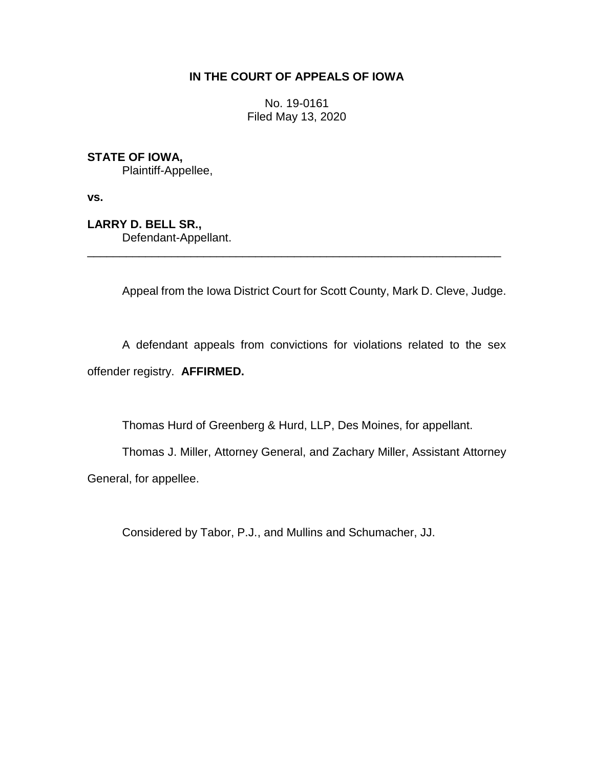**IN THE COURT OF APPEALS OF IOWA**

No. 19-0161
Filed May 13, 2020

**STATE OF IOWA,**
Plaintiff-Appellee,

**vs.**

**LARRY D. BELL SR.,**
Defendant-Appellant.

---

Appeal from the Iowa District Court for Scott County, Mark D. Cleve, Judge.

A defendant appeals from convictions for violations related to the sex offender registry. **AFFIRMED.**

Thomas Hurd of Greenberg & Hurd, LLP, Des Moines, for appellant.

Thomas J. Miller, Attorney General, and Zachary Miller, Assistant Attorney General, for appellee.

Considered by Tabor, P.J., and Mullins and Schumacher, JJ.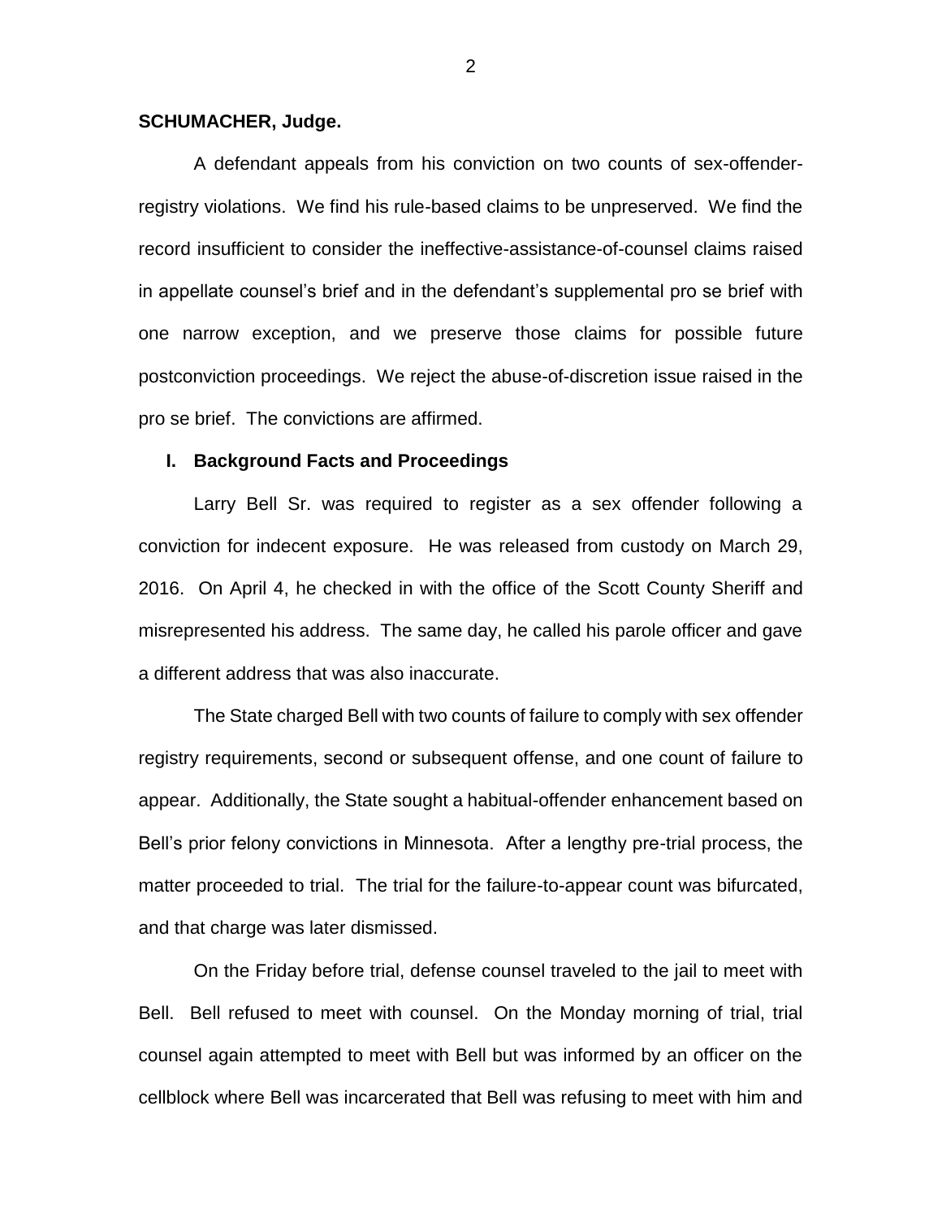**SCHUMACHER, Judge.**

A defendant appeals from his conviction on two counts of sex-offender-registry violations. We find his rule-based claims to be unpreserved. We find the record insufficient to consider the ineffective-assistance-of-counsel claims raised in appellate counsel's brief and in the defendant's supplemental pro se brief with one narrow exception, and we preserve those claims for possible future postconviction proceedings. We reject the abuse-of-discretion issue raised in the pro se brief. The convictions are affirmed.

## I. Background Facts and Proceedings

Larry Bell Sr. was required to register as a sex offender following a conviction for indecent exposure. He was released from custody on March 29, 2016. On April 4, he checked in with the office of the Scott County Sheriff and misrepresented his address. The same day, he called his parole officer and gave a different address that was also inaccurate.

The State charged Bell with two counts of failure to comply with sex offender registry requirements, second or subsequent offense, and one count of failure to appear. Additionally, the State sought a habitual-offender enhancement based on Bell's prior felony convictions in Minnesota. After a lengthy pre-trial process, the matter proceeded to trial. The trial for the failure-to-appear count was bifurcated, and that charge was later dismissed.

On the Friday before trial, defense counsel traveled to the jail to meet with Bell. Bell refused to meet with counsel. On the Monday morning of trial, trial counsel again attempted to meet with Bell but was informed by an officer on the cellblock where Bell was incarcerated that Bell was refusing to meet with him and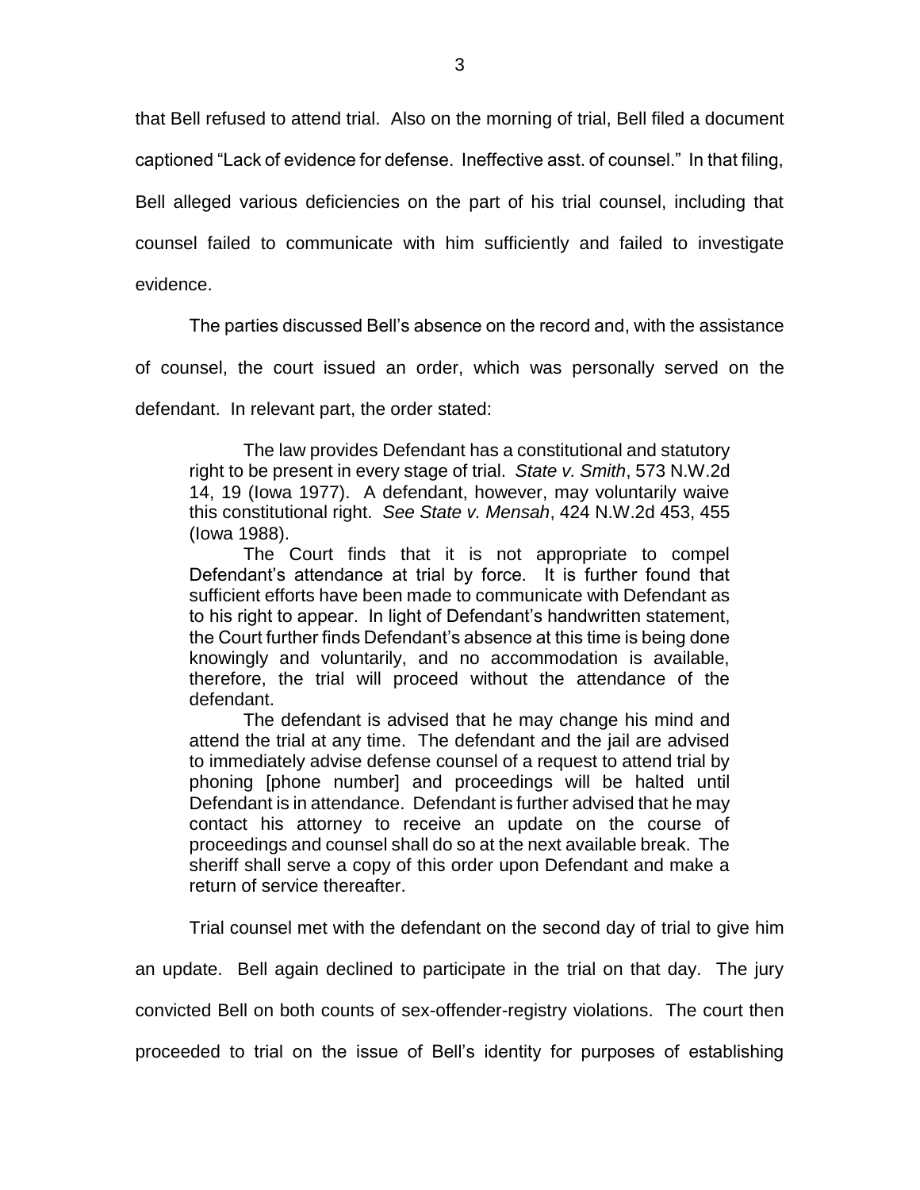that Bell refused to attend trial. Also on the morning of trial, Bell filed a document captioned "Lack of evidence for defense. Ineffective asst. of counsel." In that filing, Bell alleged various deficiencies on the part of his trial counsel, including that counsel failed to communicate with him sufficiently and failed to investigate evidence.

The parties discussed Bell's absence on the record and, with the assistance of counsel, the court issued an order, which was personally served on the defendant. In relevant part, the order stated:

> The law provides Defendant has a constitutional and statutory right to be present in every stage of trial. *State v. Smith*, 573 N.W.2d 14, 19 (Iowa 1977). A defendant, however, may voluntarily waive this constitutional right. *See State v. Mensah*, 424 N.W.2d 453, 455 (Iowa 1988).
>
> The Court finds that it is not appropriate to compel Defendant's attendance at trial by force. It is further found that sufficient efforts have been made to communicate with Defendant as to his right to appear. In light of Defendant's handwritten statement, the Court further finds Defendant's absence at this time is being done knowingly and voluntarily, and no accommodation is available, therefore, the trial will proceed without the attendance of the defendant.
>
> The defendant is advised that he may change his mind and attend the trial at any time. The defendant and the jail are advised to immediately advise defense counsel of a request to attend trial by phoning [phone number] and proceedings will be halted until Defendant is in attendance. Defendant is further advised that he may contact his attorney to receive an update on the course of proceedings and counsel shall do so at the next available break. The sheriff shall serve a copy of this order upon Defendant and make a return of service thereafter.

Trial counsel met with the defendant on the second day of trial to give him an update. Bell again declined to participate in the trial on that day. The jury convicted Bell on both counts of sex-offender-registry violations. The court then proceeded to trial on the issue of Bell's identity for purposes of establishing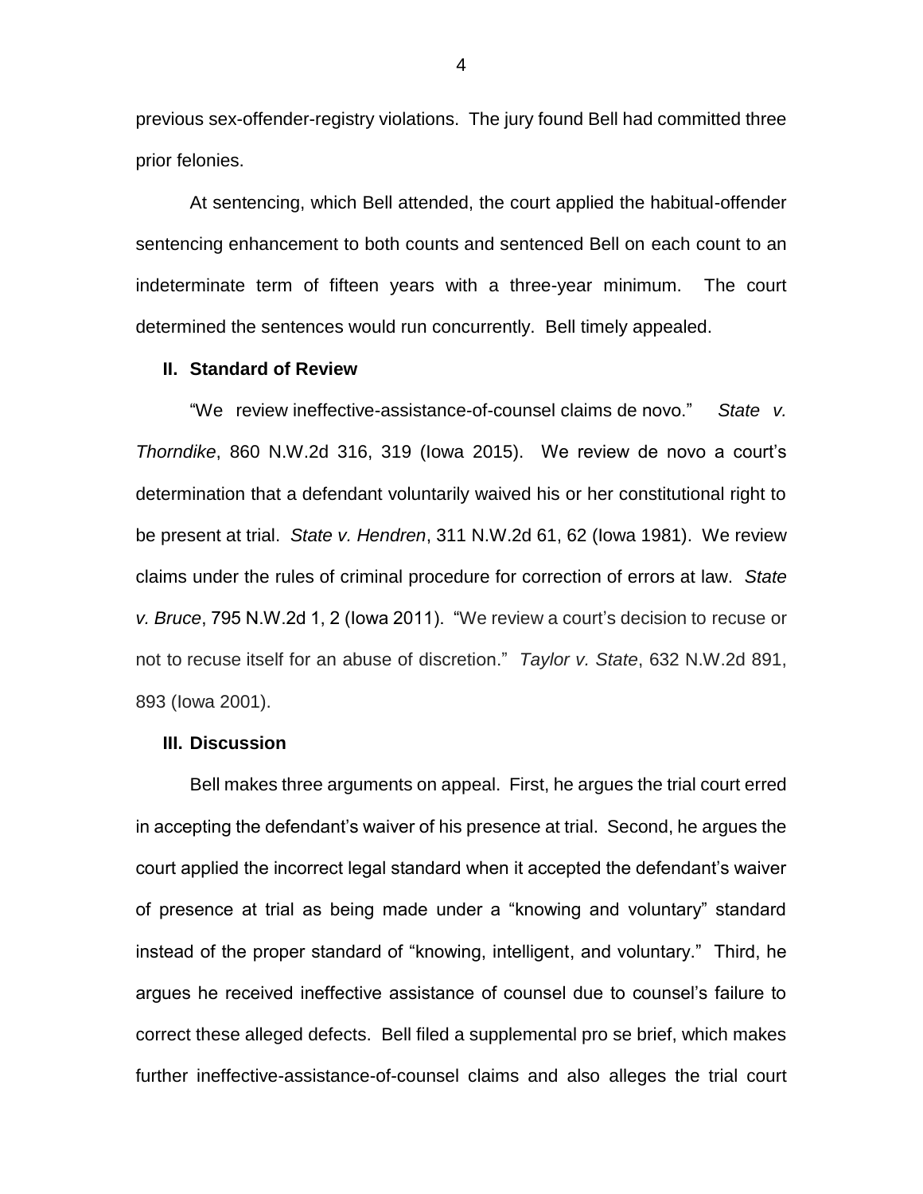previous sex-offender-registry violations. The jury found Bell had committed three prior felonies.

At sentencing, which Bell attended, the court applied the habitual-offender sentencing enhancement to both counts and sentenced Bell on each count to an indeterminate term of fifteen years with a three-year minimum. The court determined the sentences would run concurrently. Bell timely appealed.

## II. Standard of Review

"We review ineffective-assistance-of-counsel claims de novo." *State v. Thorndike*, 860 N.W.2d 316, 319 (Iowa 2015). We review de novo a court's determination that a defendant voluntarily waived his or her constitutional right to be present at trial. *State v. Hendren*, 311 N.W.2d 61, 62 (Iowa 1981). We review claims under the rules of criminal procedure for correction of errors at law. *State v. Bruce*, 795 N.W.2d 1, 2 (Iowa 2011). "We review a court's decision to recuse or not to recuse itself for an abuse of discretion." *Taylor v. State*, 632 N.W.2d 891, 893 (Iowa 2001).

## III. Discussion

Bell makes three arguments on appeal. First, he argues the trial court erred in accepting the defendant's waiver of his presence at trial. Second, he argues the court applied the incorrect legal standard when it accepted the defendant's waiver of presence at trial as being made under a "knowing and voluntary" standard instead of the proper standard of "knowing, intelligent, and voluntary." Third, he argues he received ineffective assistance of counsel due to counsel's failure to correct these alleged defects. Bell filed a supplemental pro se brief, which makes further ineffective-assistance-of-counsel claims and also alleges the trial court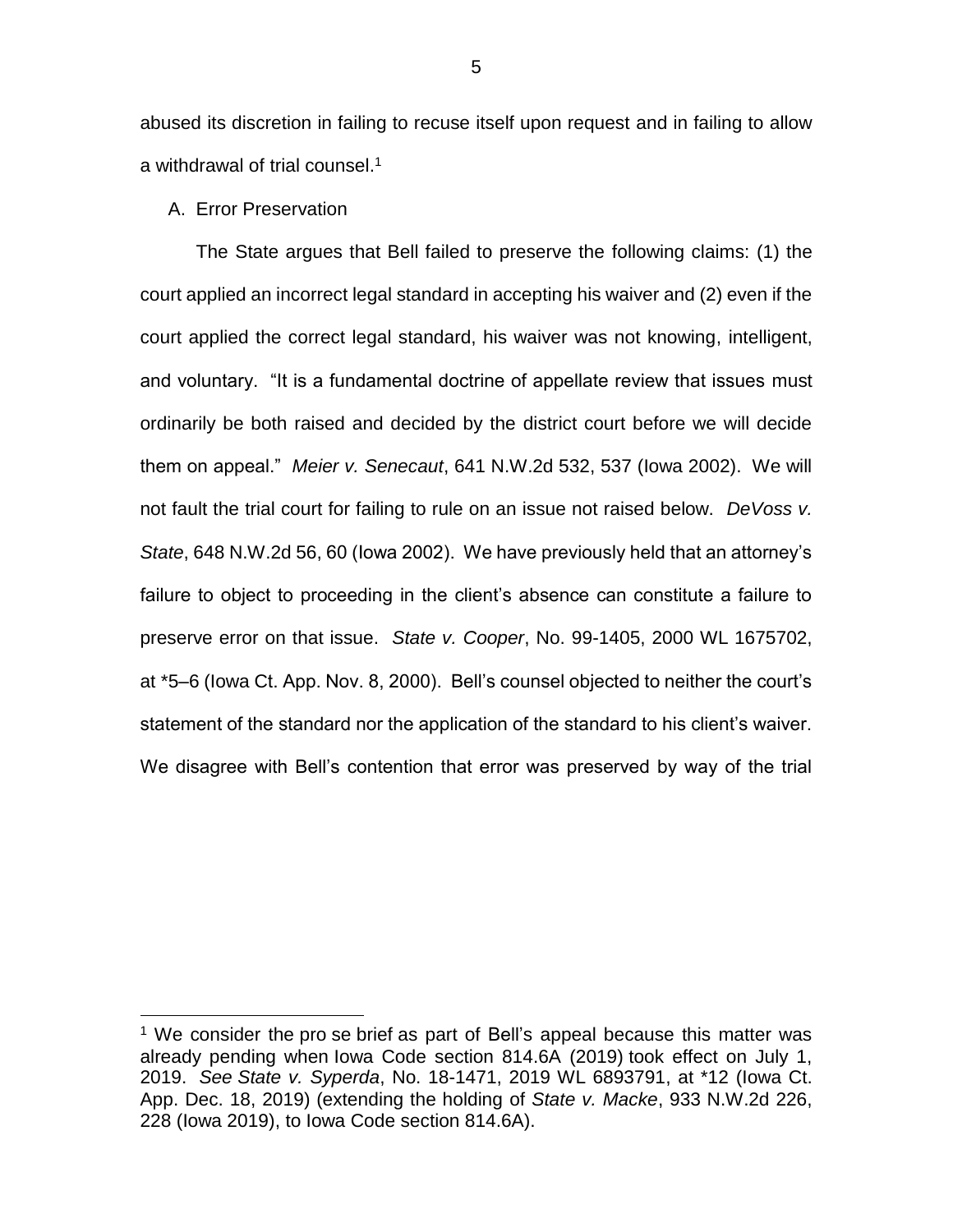abused its discretion in failing to recuse itself upon request and in failing to allow a withdrawal of trial counsel.[1]

A. Error Preservation

The State argues that Bell failed to preserve the following claims: (1) the court applied an incorrect legal standard in accepting his waiver and (2) even if the court applied the correct legal standard, his waiver was not knowing, intelligent, and voluntary. "It is a fundamental doctrine of appellate review that issues must ordinarily be both raised and decided by the district court before we will decide them on appeal." *Meier v. Senecaut*, 641 N.W.2d 532, 537 (Iowa 2002). We will not fault the trial court for failing to rule on an issue not raised below. *DeVoss v. State*, 648 N.W.2d 56, 60 (Iowa 2002). We have previously held that an attorney's failure to object to proceeding in the client's absence can constitute a failure to preserve error on that issue. *State v. Cooper*, No. 99-1405, 2000 WL 1675702, at *5–6 (Iowa Ct. App. Nov. 8, 2000). Bell's counsel objected to neither the court's statement of the standard nor the application of the standard to his client's waiver. We disagree with Bell's contention that error was preserved by way of the trial

---

[1] We consider the pro se brief as part of Bell's appeal because this matter was already pending when Iowa Code section 814.6A (2019) took effect on July 1, 2019. *See State v. Syperda*, No. 18-1471, 2019 WL 6893791, at *12 (Iowa Ct. App. Dec. 18, 2019) (extending the holding of *State v. Macke*, 933 N.W.2d 226, 228 (Iowa 2019), to Iowa Code section 814.6A).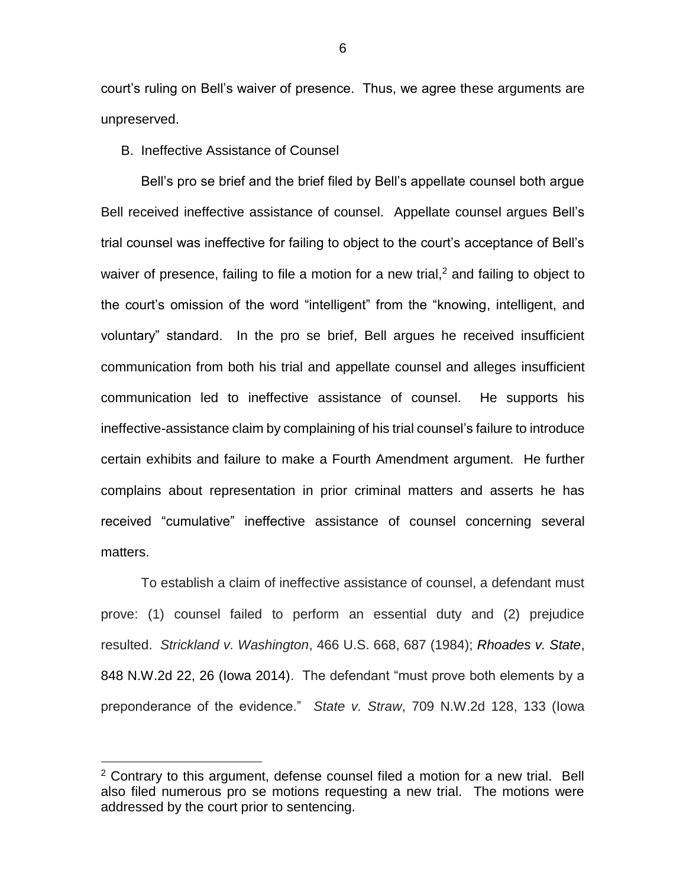court's ruling on Bell's waiver of presence. Thus, we agree these arguments are unpreserved.

B. Ineffective Assistance of Counsel

Bell's pro se brief and the brief filed by Bell's appellate counsel both argue Bell received ineffective assistance of counsel. Appellate counsel argues Bell's trial counsel was ineffective for failing to object to the court's acceptance of Bell's waiver of presence, failing to file a motion for a new trial,[2] and failing to object to the court's omission of the word "intelligent" from the "knowing, intelligent, and voluntary" standard. In the pro se brief, Bell argues he received insufficient communication from both his trial and appellate counsel and alleges insufficient communication led to ineffective assistance of counsel. He supports his ineffective-assistance claim by complaining of his trial counsel's failure to introduce certain exhibits and failure to make a Fourth Amendment argument. He further complains about representation in prior criminal matters and asserts he has received "cumulative" ineffective assistance of counsel concerning several matters.

To establish a claim of ineffective assistance of counsel, a defendant must prove: (1) counsel failed to perform an essential duty and (2) prejudice resulted. *Strickland v. Washington*, 466 U.S. 668, 687 (1984); *Rhoades v. State*, 848 N.W.2d 22, 26 (Iowa 2014). The defendant "must prove both elements by a preponderance of the evidence." *State v. Straw*, 709 N.W.2d 128, 133 (Iowa

[2] Contrary to this argument, defense counsel filed a motion for a new trial. Bell also filed numerous pro se motions requesting a new trial. The motions were addressed by the court prior to sentencing.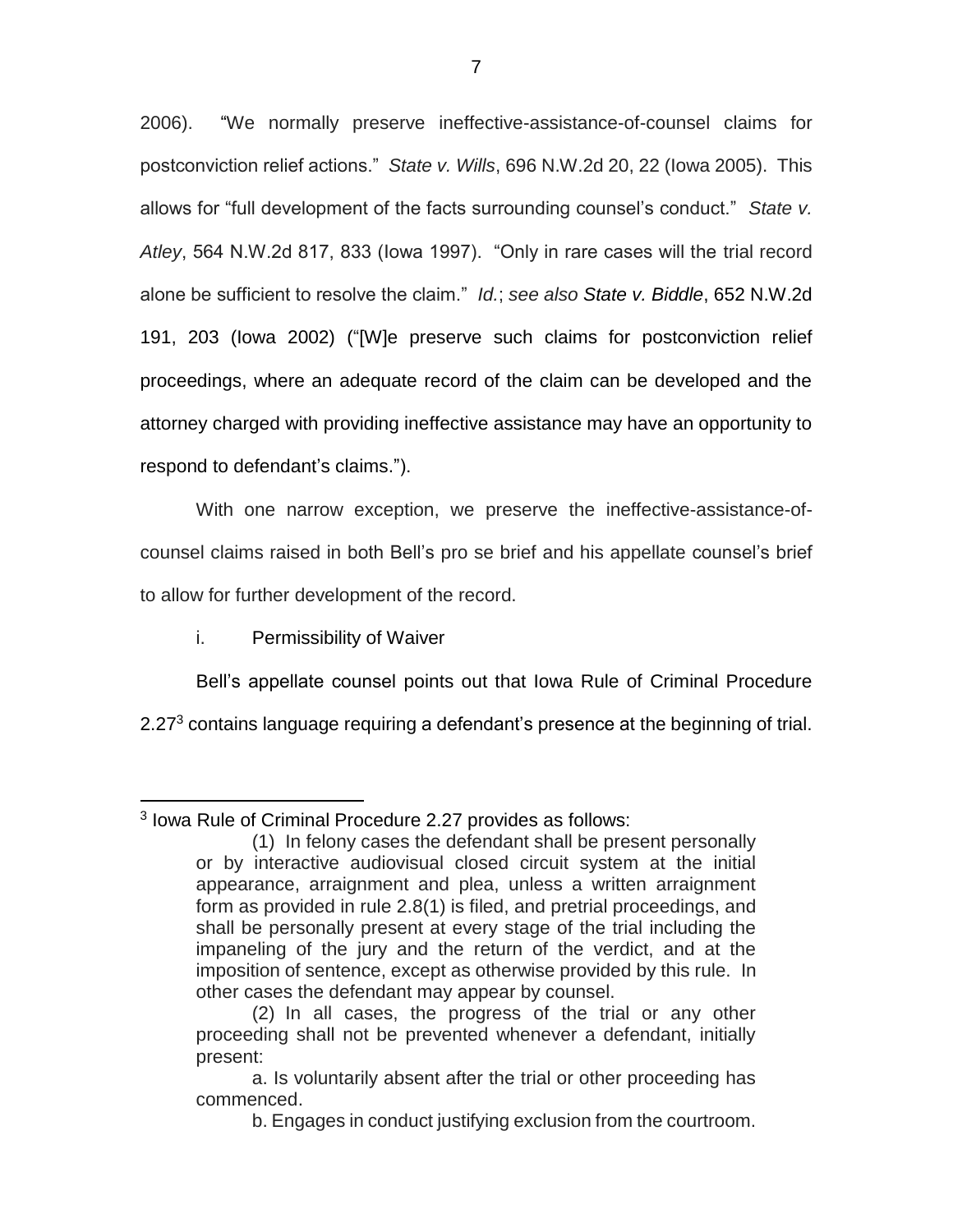2006). "We normally preserve ineffective-assistance-of-counsel claims for postconviction relief actions." *State v. Wills*, 696 N.W.2d 20, 22 (Iowa 2005). This allows for "full development of the facts surrounding counsel's conduct." *State v. Atley*, 564 N.W.2d 817, 833 (Iowa 1997). "Only in rare cases will the trial record alone be sufficient to resolve the claim." *Id.*; *see also* *State v. Biddle*, 652 N.W.2d 191, 203 (Iowa 2002) ("[W]e preserve such claims for postconviction relief proceedings, where an adequate record of the claim can be developed and the attorney charged with providing ineffective assistance may have an opportunity to respond to defendant's claims.").

With one narrow exception, we preserve the ineffective-assistance-of-counsel claims raised in both Bell's pro se brief and his appellate counsel's brief to allow for further development of the record.

i. Permissibility of Waiver

Bell's appellate counsel points out that Iowa Rule of Criminal Procedure 2.27[3] contains language requiring a defendant's presence at the beginning of trial.

---

[3] Iowa Rule of Criminal Procedure 2.27 provides as follows:

> (1) In felony cases the defendant shall be present personally or by interactive audiovisual closed circuit system at the initial appearance, arraignment and plea, unless a written arraignment form as provided in rule 2.8(1) is filed, and pretrial proceedings, and shall be personally present at every stage of the trial including the impaneling of the jury and the return of the verdict, and at the imposition of sentence, except as otherwise provided by this rule. In other cases the defendant may appear by counsel.
>
> (2) In all cases, the progress of the trial or any other proceeding shall not be prevented whenever a defendant, initially present:
>
> a. Is voluntarily absent after the trial or other proceeding has commenced.
>
> b. Engages in conduct justifying exclusion from the courtroom.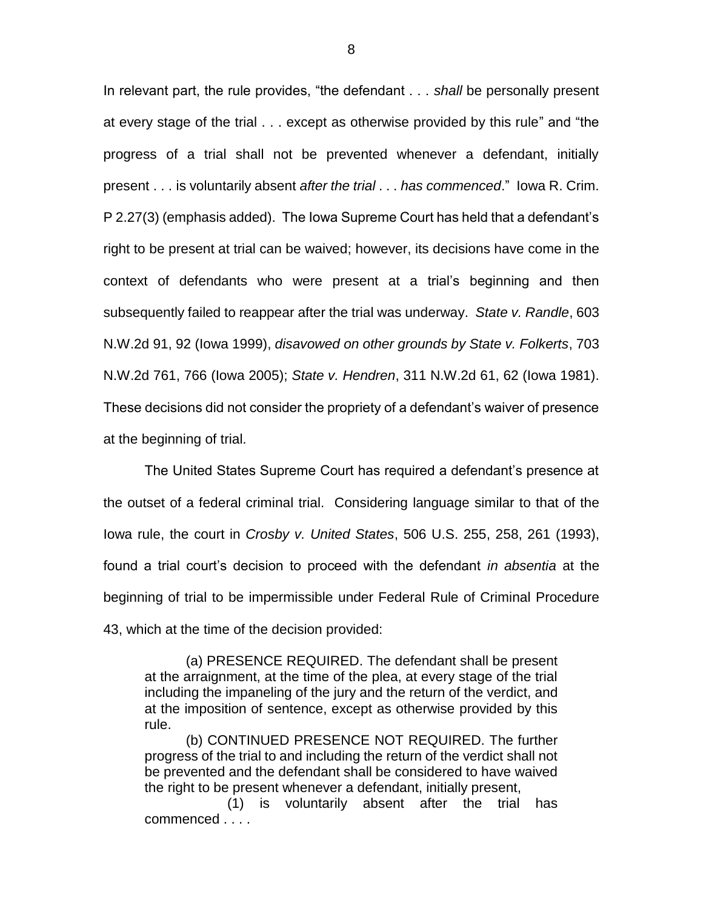In relevant part, the rule provides, "the defendant . . . *shall* be personally present at every stage of the trial . . . except as otherwise provided by this rule" and "the progress of a trial shall not be prevented whenever a defendant, initially present . . . is voluntarily absent *after the trial . . . has commenced*." Iowa R. Crim. P 2.27(3) (emphasis added). The Iowa Supreme Court has held that a defendant's right to be present at trial can be waived; however, its decisions have come in the context of defendants who were present at a trial's beginning and then subsequently failed to reappear after the trial was underway. *State v. Randle*, 603 N.W.2d 91, 92 (Iowa 1999), *disavowed on other grounds by State v. Folkerts*, 703 N.W.2d 761, 766 (Iowa 2005); *State v. Hendren*, 311 N.W.2d 61, 62 (Iowa 1981). These decisions did not consider the propriety of a defendant's waiver of presence at the beginning of trial.

The United States Supreme Court has required a defendant's presence at the outset of a federal criminal trial. Considering language similar to that of the Iowa rule, the court in *Crosby v. United States*, 506 U.S. 255, 258, 261 (1993), found a trial court's decision to proceed with the defendant *in absentia* at the beginning of trial to be impermissible under Federal Rule of Criminal Procedure 43, which at the time of the decision provided:

> (a) PRESENCE REQUIRED. The defendant shall be present at the arraignment, at the time of the plea, at every stage of the trial including the impaneling of the jury and the return of the verdict, and at the imposition of sentence, except as otherwise provided by this rule.
>
> (b) CONTINUED PRESENCE NOT REQUIRED. The further progress of the trial to and including the return of the verdict shall not be prevented and the defendant shall be considered to have waived the right to be present whenever a defendant, initially present,
>
> (1) is voluntarily absent after the trial has commenced . . . .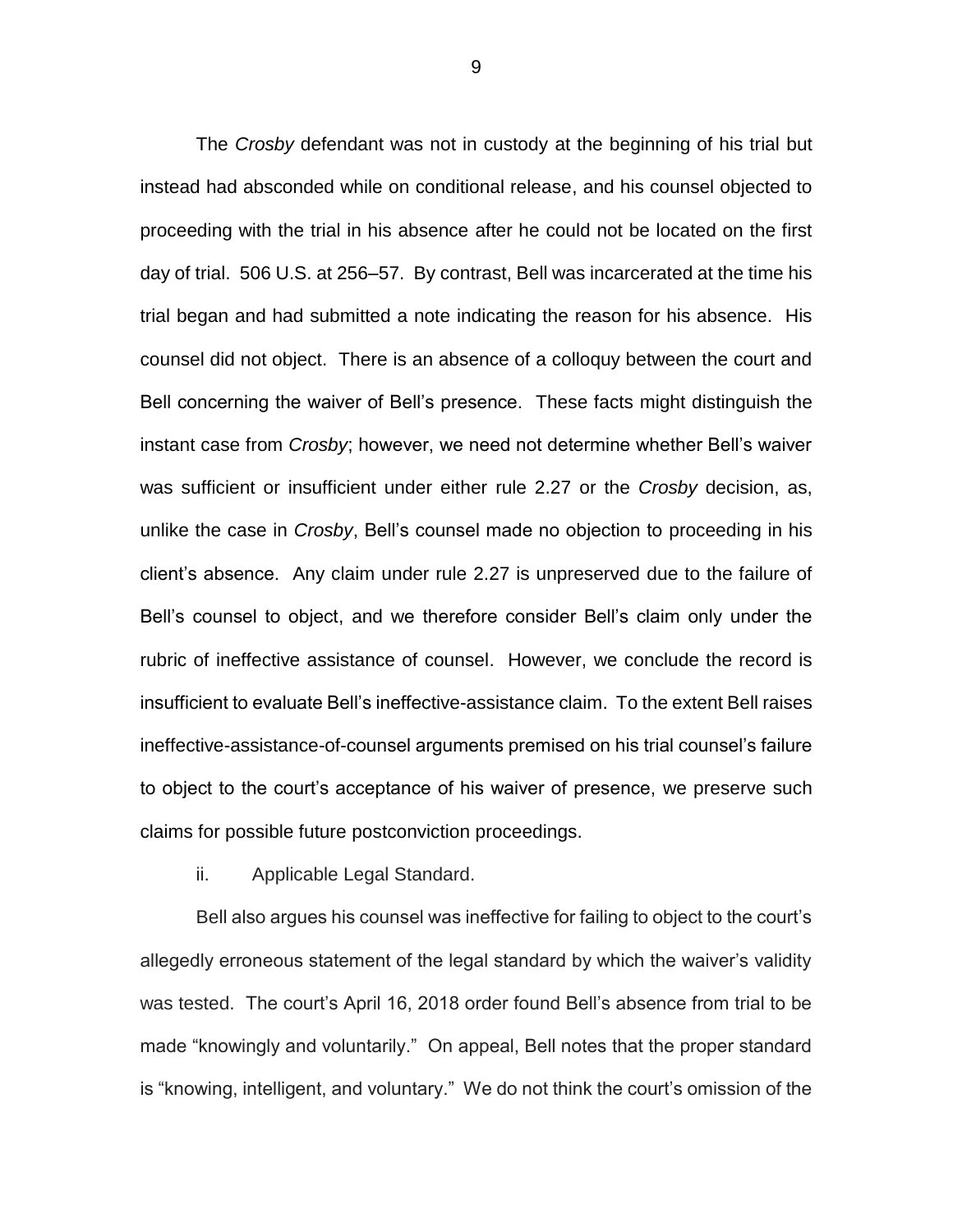The *Crosby* defendant was not in custody at the beginning of his trial but instead had absconded while on conditional release, and his counsel objected to proceeding with the trial in his absence after he could not be located on the first day of trial. 506 U.S. at 256–57. By contrast, Bell was incarcerated at the time his trial began and had submitted a note indicating the reason for his absence. His counsel did not object. There is an absence of a colloquy between the court and Bell concerning the waiver of Bell's presence. These facts might distinguish the instant case from *Crosby*; however, we need not determine whether Bell's waiver was sufficient or insufficient under either rule 2.27 or the *Crosby* decision, as, unlike the case in *Crosby*, Bell's counsel made no objection to proceeding in his client's absence. Any claim under rule 2.27 is unpreserved due to the failure of Bell's counsel to object, and we therefore consider Bell's claim only under the rubric of ineffective assistance of counsel. However, we conclude the record is insufficient to evaluate Bell's ineffective-assistance claim. To the extent Bell raises ineffective-assistance-of-counsel arguments premised on his trial counsel's failure to object to the court's acceptance of his waiver of presence, we preserve such claims for possible future postconviction proceedings.

ii. Applicable Legal Standard.

Bell also argues his counsel was ineffective for failing to object to the court's allegedly erroneous statement of the legal standard by which the waiver's validity was tested. The court's April 16, 2018 order found Bell's absence from trial to be made "knowingly and voluntarily." On appeal, Bell notes that the proper standard is "knowing, intelligent, and voluntary." We do not think the court's omission of the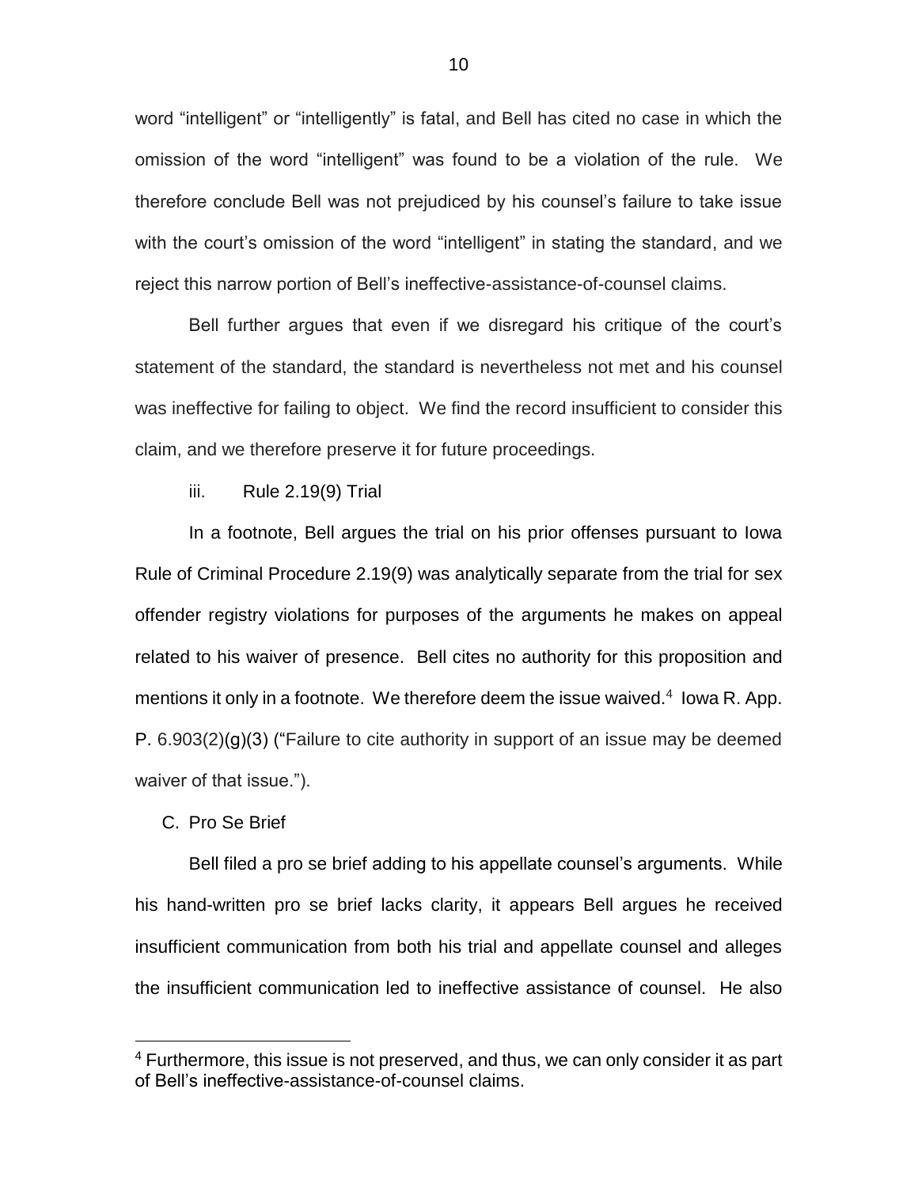word "intelligent" or "intelligently" is fatal, and Bell has cited no case in which the omission of the word "intelligent" was found to be a violation of the rule. We therefore conclude Bell was not prejudiced by his counsel's failure to take issue with the court's omission of the word "intelligent" in stating the standard, and we reject this narrow portion of Bell's ineffective-assistance-of-counsel claims.

Bell further argues that even if we disregard his critique of the court's statement of the standard, the standard is nevertheless not met and his counsel was ineffective for failing to object. We find the record insufficient to consider this claim, and we therefore preserve it for future proceedings.

iii. Rule 2.19(9) Trial

In a footnote, Bell argues the trial on his prior offenses pursuant to Iowa Rule of Criminal Procedure 2.19(9) was analytically separate from the trial for sex offender registry violations for purposes of the arguments he makes on appeal related to his waiver of presence. Bell cites no authority for this proposition and mentions it only in a footnote. We therefore deem the issue waived.[4] Iowa R. App. P. 6.903(2)(g)(3) ("Failure to cite authority in support of an issue may be deemed waiver of that issue.").

C. Pro Se Brief

Bell filed a pro se brief adding to his appellate counsel's arguments. While his hand-written pro se brief lacks clarity, it appears Bell argues he received insufficient communication from both his trial and appellate counsel and alleges the insufficient communication led to ineffective assistance of counsel. He also

[4] Furthermore, this issue is not preserved, and thus, we can only consider it as part of Bell's ineffective-assistance-of-counsel claims.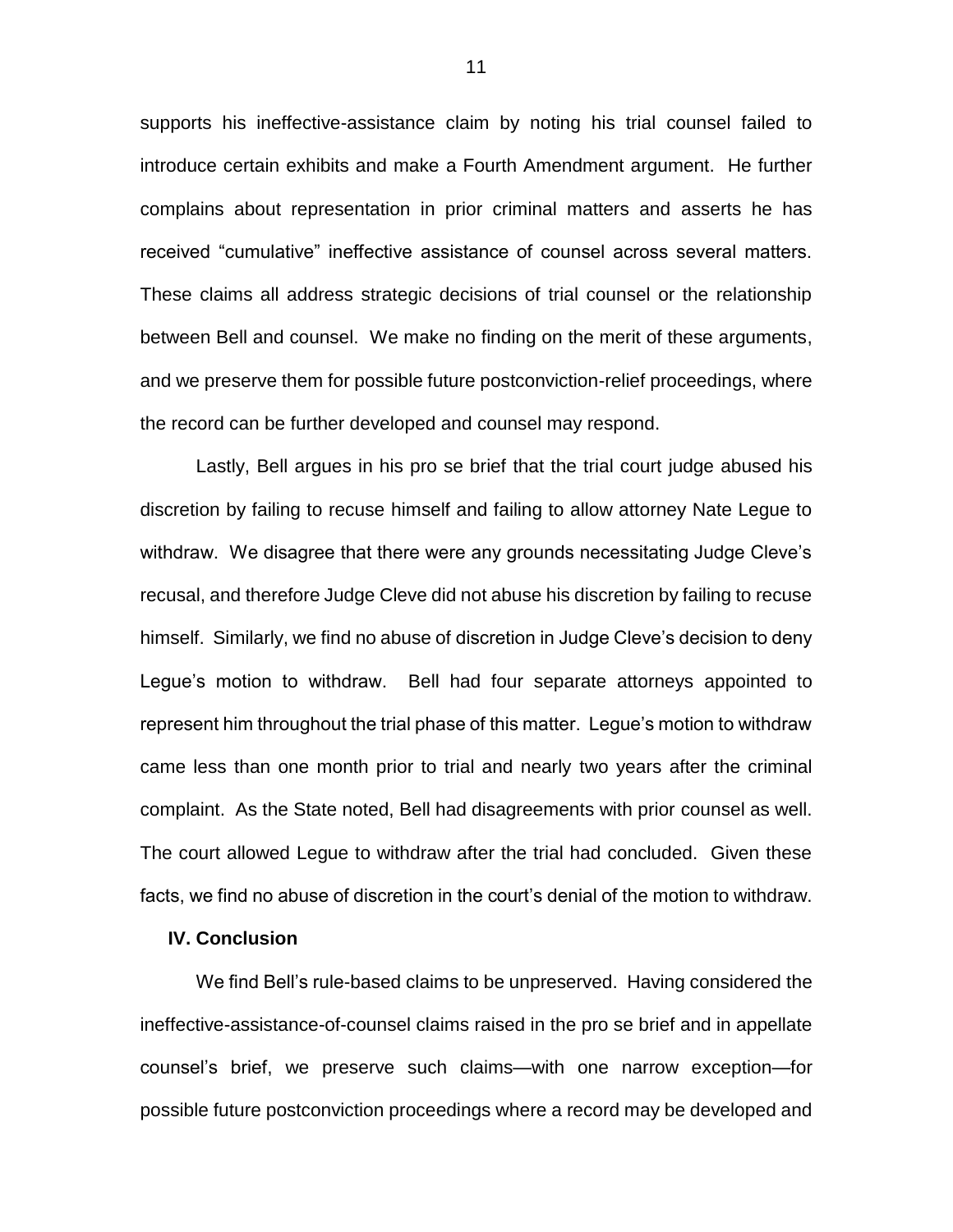supports his ineffective-assistance claim by noting his trial counsel failed to introduce certain exhibits and make a Fourth Amendment argument. He further complains about representation in prior criminal matters and asserts he has received "cumulative" ineffective assistance of counsel across several matters. These claims all address strategic decisions of trial counsel or the relationship between Bell and counsel. We make no finding on the merit of these arguments, and we preserve them for possible future postconviction-relief proceedings, where the record can be further developed and counsel may respond.

Lastly, Bell argues in his pro se brief that the trial court judge abused his discretion by failing to recuse himself and failing to allow attorney Nate Legue to withdraw. We disagree that there were any grounds necessitating Judge Cleve's recusal, and therefore Judge Cleve did not abuse his discretion by failing to recuse himself. Similarly, we find no abuse of discretion in Judge Cleve's decision to deny Legue's motion to withdraw. Bell had four separate attorneys appointed to represent him throughout the trial phase of this matter. Legue's motion to withdraw came less than one month prior to trial and nearly two years after the criminal complaint. As the State noted, Bell had disagreements with prior counsel as well. The court allowed Legue to withdraw after the trial had concluded. Given these facts, we find no abuse of discretion in the court's denial of the motion to withdraw.

## IV. Conclusion

We find Bell's rule-based claims to be unpreserved. Having considered the ineffective-assistance-of-counsel claims raised in the pro se brief and in appellate counsel's brief, we preserve such claims—with one narrow exception—for possible future postconviction proceedings where a record may be developed and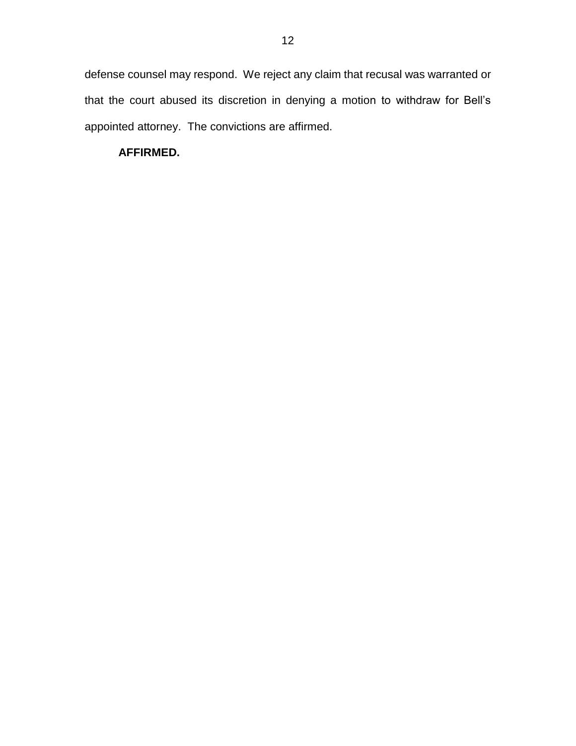defense counsel may respond. We reject any claim that recusal was warranted or that the court abused its discretion in denying a motion to withdraw for Bell's appointed attorney. The convictions are affirmed.

**AFFIRMED.**